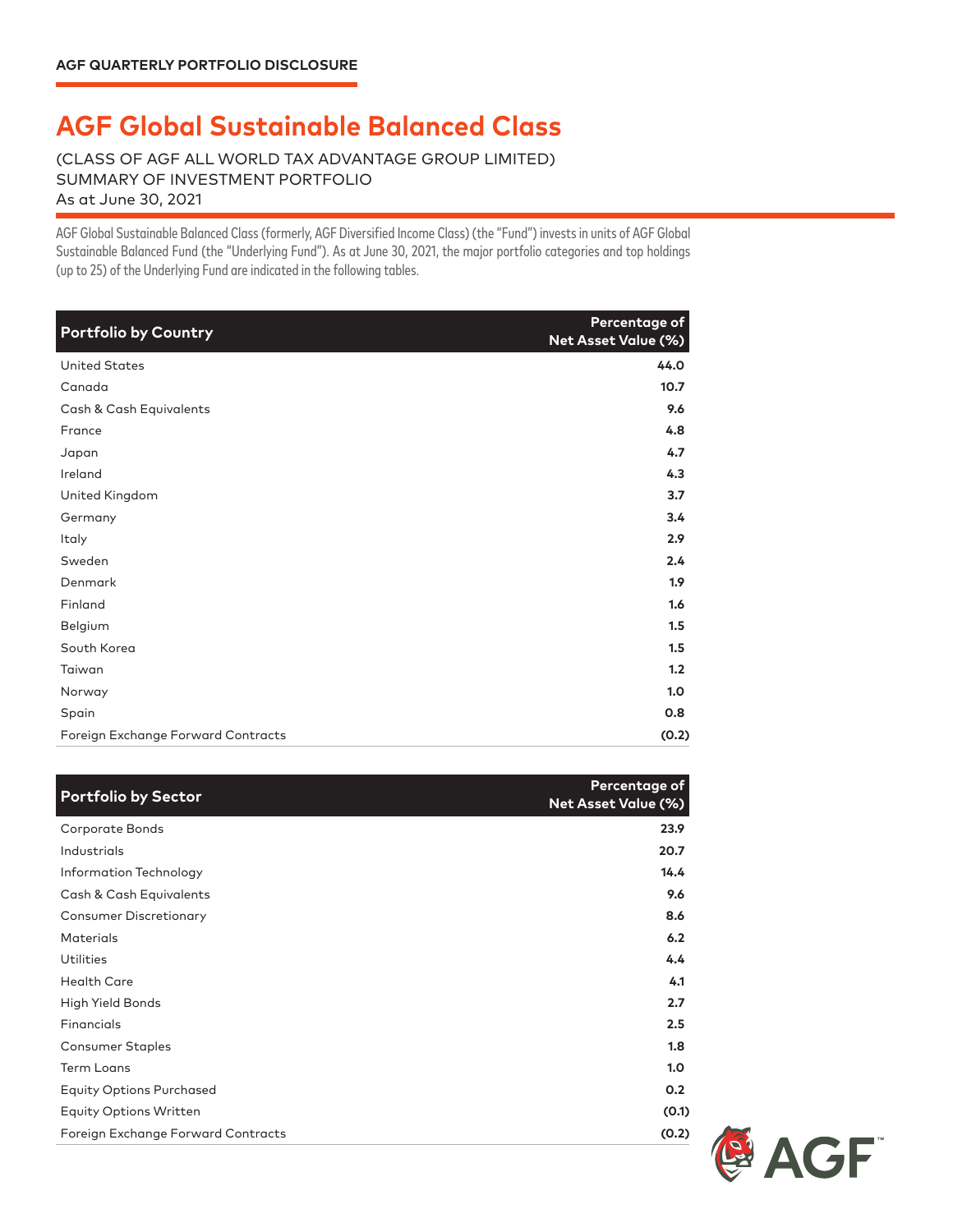AGF QUARTERLY PORTFOLIO DISCLOSURE

# AGF Global Sustainable Balanced Class

(CLASS OF AGF ALL WORLD TAX ADVANTAGE GROUP LIMITED)
SUMMARY OF INVESTMENT PORTFOLIO
As at June 30, 2021

AGF Global Sustainable Balanced Class (formerly, AGF Diversified Income Class) (the "Fund") invests in units of AGF Global Sustainable Balanced Fund (the "Underlying Fund"). As at June 30, 2021, the major portfolio categories and top holdings (up to 25) of the Underlying Fund are indicated in the following tables.

| Portfolio by Country | Percentage of Net Asset Value (%) |
|---|---|
| United States | 44.0 |
| Canada | 10.7 |
| Cash & Cash Equivalents | 9.6 |
| France | 4.8 |
| Japan | 4.7 |
| Ireland | 4.3 |
| United Kingdom | 3.7 |
| Germany | 3.4 |
| Italy | 2.9 |
| Sweden | 2.4 |
| Denmark | 1.9 |
| Finland | 1.6 |
| Belgium | 1.5 |
| South Korea | 1.5 |
| Taiwan | 1.2 |
| Norway | 1.0 |
| Spain | 0.8 |
| Foreign Exchange Forward Contracts | (0.2) |

| Portfolio by Sector | Percentage of Net Asset Value (%) |
|---|---|
| Corporate Bonds | 23.9 |
| Industrials | 20.7 |
| Information Technology | 14.4 |
| Cash & Cash Equivalents | 9.6 |
| Consumer Discretionary | 8.6 |
| Materials | 6.2 |
| Utilities | 4.4 |
| Health Care | 4.1 |
| High Yield Bonds | 2.7 |
| Financials | 2.5 |
| Consumer Staples | 1.8 |
| Term Loans | 1.0 |
| Equity Options Purchased | 0.2 |
| Equity Options Written | (0.1) |
| Foreign Exchange Forward Contracts | (0.2) |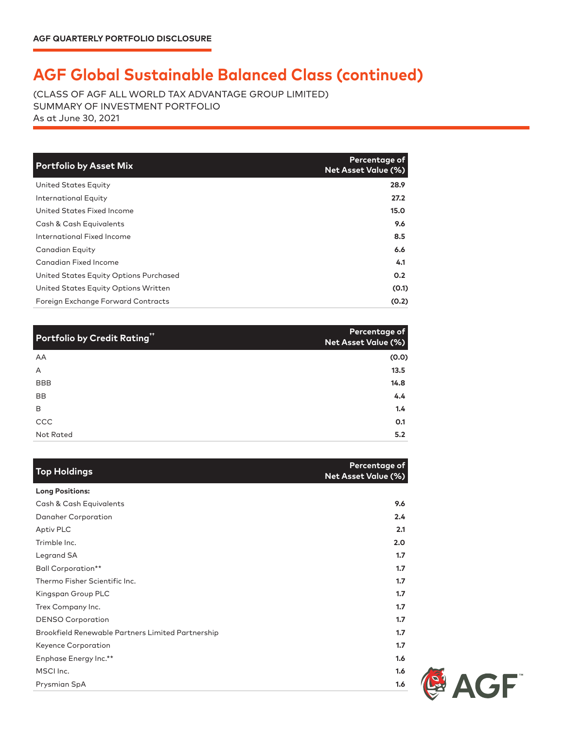AGF QUARTERLY PORTFOLIO DISCLOSURE

# AGF Global Sustainable Balanced Class (continued)

(CLASS OF AGF ALL WORLD TAX ADVANTAGE GROUP LIMITED)
SUMMARY OF INVESTMENT PORTFOLIO
As at June 30, 2021

| Portfolio by Asset Mix | Percentage of Net Asset Value (%) |
|---|---|
| United States Equity | 28.9 |
| International Equity | 27.2 |
| United States Fixed Income | 15.0 |
| Cash & Cash Equivalents | 9.6 |
| International Fixed Income | 8.5 |
| Canadian Equity | 6.6 |
| Canadian Fixed Income | 4.1 |
| United States Equity Options Purchased | 0.2 |
| United States Equity Options Written | (0.1) |
| Foreign Exchange Forward Contracts | (0.2) |

| Portfolio by Credit Rating†† | Percentage of Net Asset Value (%) |
|---|---|
| AA | (0.0) |
| A | 13.5 |
| BBB | 14.8 |
| BB | 4.4 |
| B | 1.4 |
| CCC | 0.1 |
| Not Rated | 5.2 |

| Top Holdings | Percentage of Net Asset Value (%) |
|---|---|
| **Long Positions:** | |
| Cash & Cash Equivalents | 9.6 |
| Danaher Corporation | 2.4 |
| Aptiv PLC | 2.1 |
| Trimble Inc. | 2.0 |
| Legrand SA | 1.7 |
| Ball Corporation** | 1.7 |
| Thermo Fisher Scientific Inc. | 1.7 |
| Kingspan Group PLC | 1.7 |
| Trex Company Inc. | 1.7 |
| DENSO Corporation | 1.7 |
| Brookfield Renewable Partners Limited Partnership | 1.7 |
| Keyence Corporation | 1.7 |
| Enphase Energy Inc.** | 1.6 |
| MSCI Inc. | 1.6 |
| Prysmian SpA | 1.6 |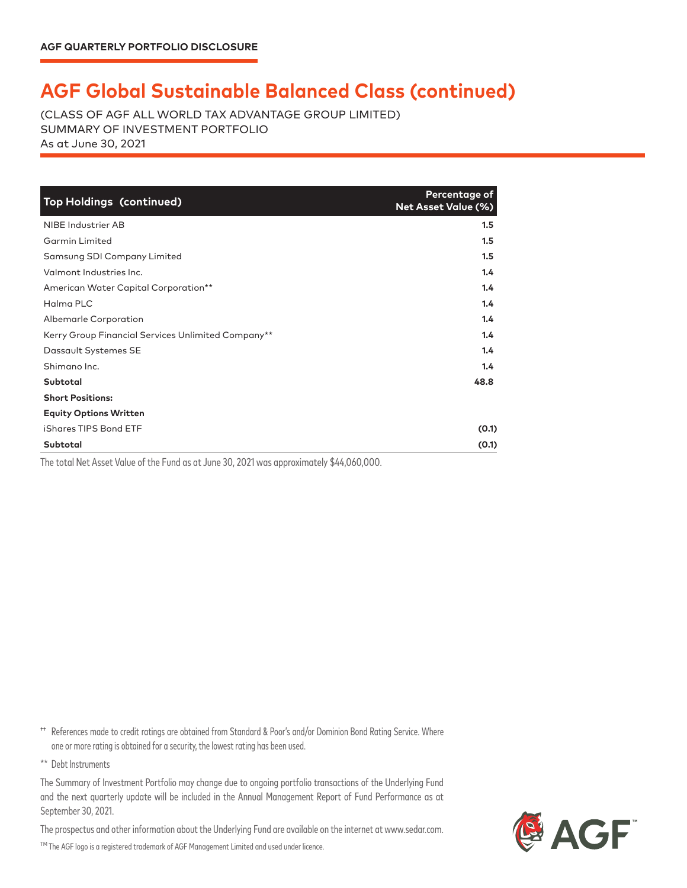AGF QUARTERLY PORTFOLIO DISCLOSURE

# AGF Global Sustainable Balanced Class (continued)

(CLASS OF AGF ALL WORLD TAX ADVANTAGE GROUP LIMITED)
SUMMARY OF INVESTMENT PORTFOLIO
As at June 30, 2021

| Top Holdings (continued) | Percentage of Net Asset Value (%) |
|---|---|
| NIBE Industrier AB | 1.5 |
| Garmin Limited | 1.5 |
| Samsung SDI Company Limited | 1.5 |
| Valmont Industries Inc. | 1.4 |
| American Water Capital Corporation** | 1.4 |
| Halma PLC | 1.4 |
| Albemarle Corporation | 1.4 |
| Kerry Group Financial Services Unlimited Company** | 1.4 |
| Dassault Systemes SE | 1.4 |
| Shimano Inc. | 1.4 |
| **Subtotal** | **48.8** |
| **Short Positions:** | |
| **Equity Options Written** | |
| iShares TIPS Bond ETF | (0.1) |
| **Subtotal** | **(0.1)** |

The total Net Asset Value of the Fund as at June 30, 2021 was approximately $44,060,000.

†† References made to credit ratings are obtained from Standard & Poor's and/or Dominion Bond Rating Service. Where one or more rating is obtained for a security, the lowest rating has been used.

** Debt Instruments

The Summary of Investment Portfolio may change due to ongoing portfolio transactions of the Underlying Fund and the next quarterly update will be included in the Annual Management Report of Fund Performance as at September 30, 2021.

The prospectus and other information about the Underlying Fund are available on the internet at www.sedar.com.

TM The AGF logo is a registered trademark of AGF Management Limited and used under licence.